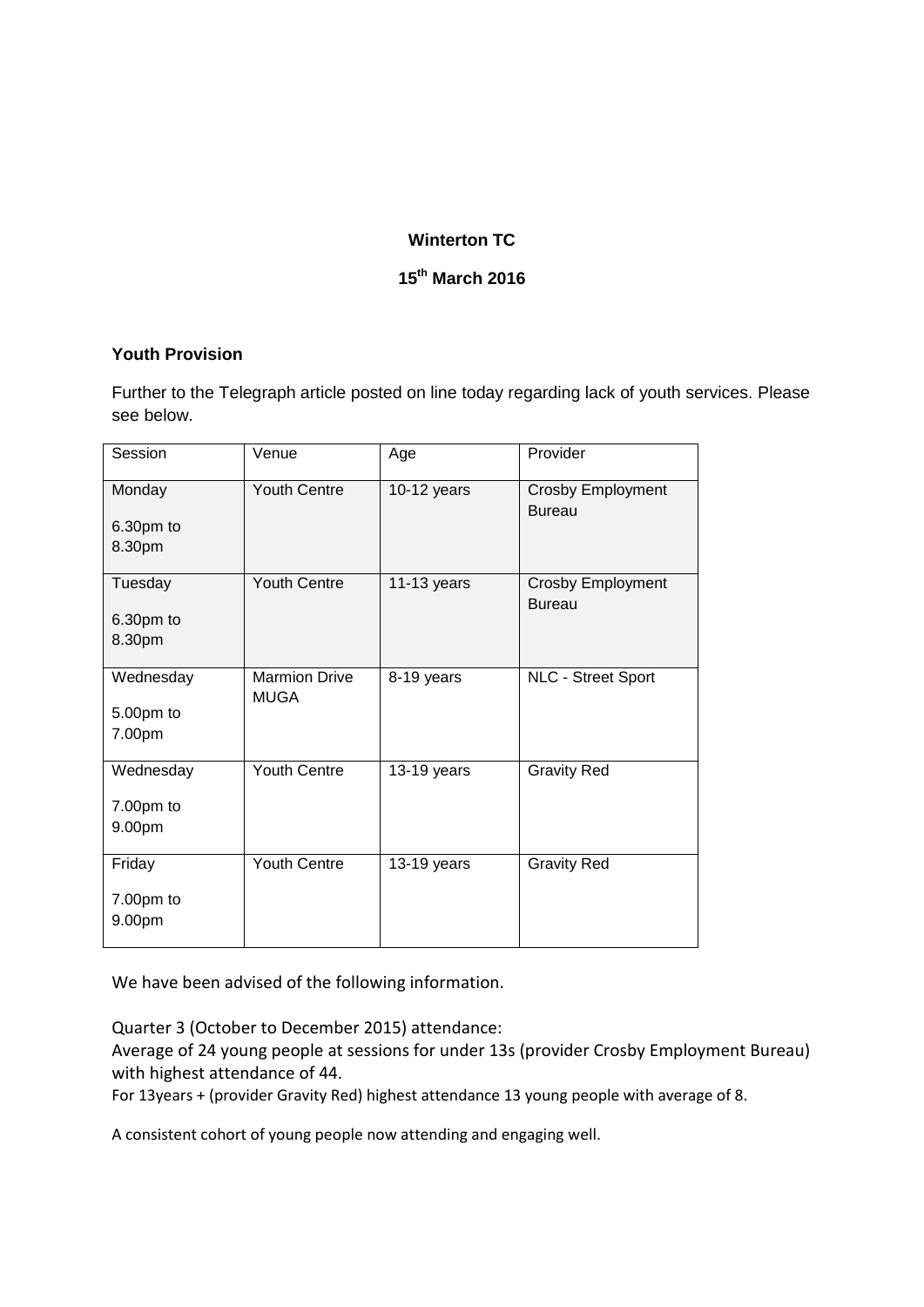**Winterton TC**

**15th March 2016**

### Youth Provision

Further to the Telegraph article posted on line today regarding lack of youth services. Please see below.

| Session | Venue | Age | Provider |
|---|---|---|---|
| Monday 6.30pm to 8.30pm | Youth Centre | 10-12 years | Crosby Employment Bureau |
| Tuesday 6.30pm to 8.30pm | Youth Centre | 11-13 years | Crosby Employment Bureau |
| Wednesday 5.00pm to 7.00pm | Marmion Drive MUGA | 8-19 years | NLC - Street Sport |
| Wednesday 7.00pm to 9.00pm | Youth Centre | 13-19 years | Gravity Red |
| Friday 7.00pm to 9.00pm | Youth Centre | 13-19 years | Gravity Red |

We have been advised of the following information.

Quarter 3 (October to December 2015) attendance:
Average of 24 young people at sessions for under 13s (provider Crosby Employment Bureau) with highest attendance of 44.
For 13years + (provider Gravity Red) highest attendance 13 young people with average of 8.

A consistent cohort of young people now attending and engaging well.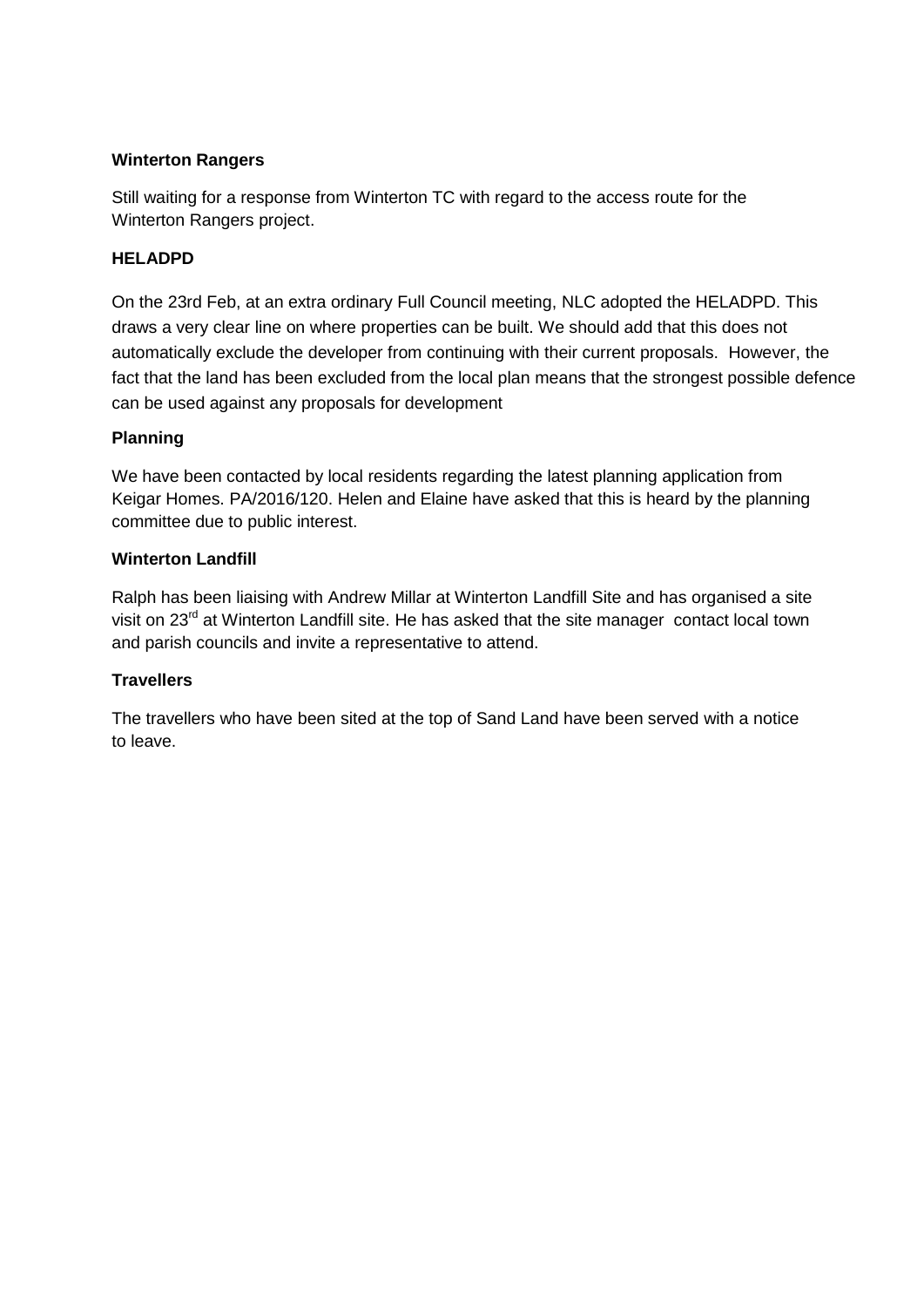**Winterton Rangers**

Still waiting for a response from Winterton TC with regard to the access route for the Winterton Rangers project.

**HELADPD**

On the 23rd Feb, at an extra ordinary Full Council meeting, NLC adopted the HELADPD. This draws a very clear line on where properties can be built. We should add that this does not automatically exclude the developer from continuing with their current proposals. However, the fact that the land has been excluded from the local plan means that the strongest possible defence can be used against any proposals for development

**Planning**

We have been contacted by local residents regarding the latest planning application from Keigar Homes. PA/2016/120. Helen and Elaine have asked that this is heard by the planning committee due to public interest.

**Winterton Landfill**

Ralph has been liaising with Andrew Millar at Winterton Landfill Site and has organised a site visit on 23rd at Winterton Landfill site. He has asked that the site manager contact local town and parish councils and invite a representative to attend.

**Travellers**

The travellers who have been sited at the top of Sand Land have been served with a notice to leave.